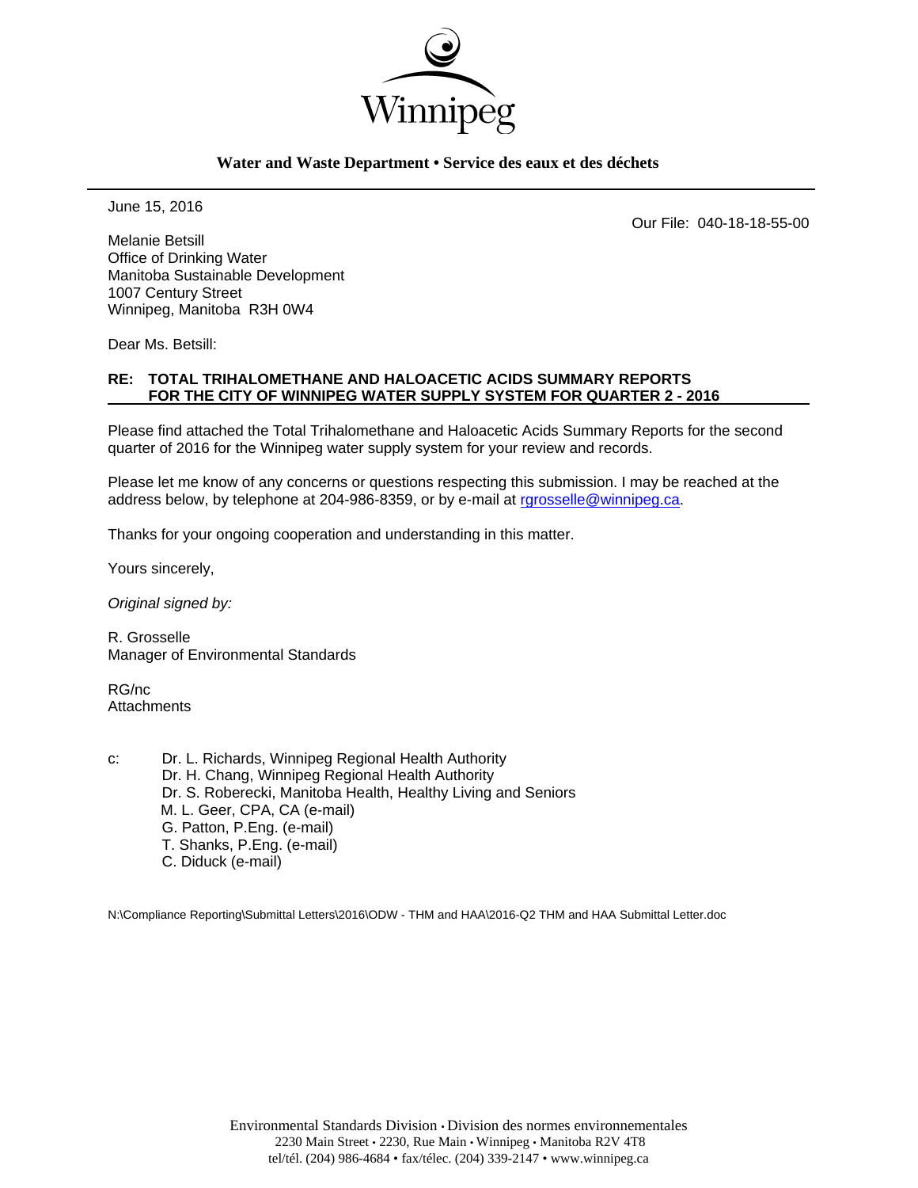Winnipeg

**Water and Waste Department • Service des eaux et des déchets**

June 15, 2016

Our File: 040-18-18-55-00

Melanie Betsill
Office of Drinking Water
Manitoba Sustainable Development
1007 Century Street
Winnipeg, Manitoba R3H 0W4

Dear Ms. Betsill:

**RE: TOTAL TRIHALOMETHANE AND HALOACETIC ACIDS SUMMARY REPORTS FOR THE CITY OF WINNIPEG WATER SUPPLY SYSTEM FOR QUARTER 2 - 2016**

Please find attached the Total Trihalomethane and Haloacetic Acids Summary Reports for the second quarter of 2016 for the Winnipeg water supply system for your review and records.

Please let me know of any concerns or questions respecting this submission. I may be reached at the address below, by telephone at 204-986-8359, or by e-mail at rgrosselle@winnipeg.ca.

Thanks for your ongoing cooperation and understanding in this matter.

Yours sincerely,

*Original signed by:*

R. Grosselle
Manager of Environmental Standards

RG/nc
Attachments

c: Dr. L. Richards, Winnipeg Regional Health Authority
Dr. H. Chang, Winnipeg Regional Health Authority
Dr. S. Roberecki, Manitoba Health, Healthy Living and Seniors
M. L. Geer, CPA, CA (e-mail)
G. Patton, P.Eng. (e-mail)
T. Shanks, P.Eng. (e-mail)
C. Diduck (e-mail)

N:\Compliance Reporting\Submittal Letters\2016\ODW - THM and HAA\2016-Q2 THM and HAA Submittal Letter.doc

Environmental Standards Division • Division des normes environnementales
2230 Main Street • 2230, Rue Main • Winnipeg • Manitoba R2V 4T8
tel/tél. (204) 986-4684 • fax/télec. (204) 339-2147 • www.winnipeg.ca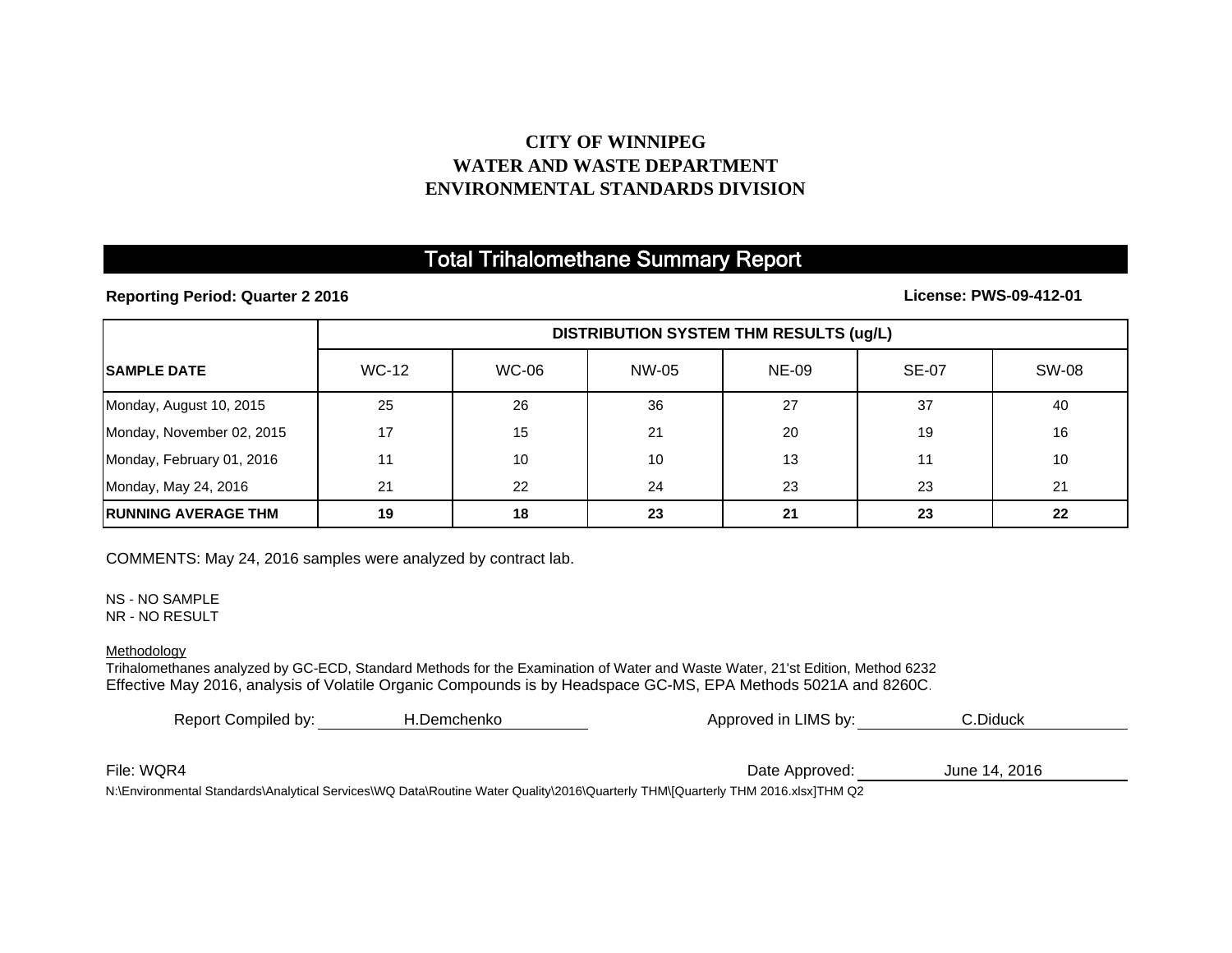# CITY OF WINNIPEG
# WATER AND WASTE DEPARTMENT
# ENVIRONMENTAL STANDARDS DIVISION

## Total Trihalomethane Summary Report

**Reporting Period: Quarter 2 2016** **License: PWS-09-412-01**

| | DISTRIBUTION SYSTEM THM RESULTS (ug/L) | | | | | |
|---|---|---|---|---|---|---|
| **SAMPLE DATE** | WC-12 | WC-06 | NW-05 | NE-09 | SE-07 | SW-08 |
| Monday, August 10, 2015 | 25 | 26 | 36 | 27 | 37 | 40 |
| Monday, November 02, 2015 | 17 | 15 | 21 | 20 | 19 | 16 |
| Monday, February 01, 2016 | 11 | 10 | 10 | 13 | 11 | 10 |
| Monday, May 24, 2016 | 21 | 22 | 24 | 23 | 23 | 21 |
| **RUNNING AVERAGE THM** | **19** | **18** | **23** | **21** | **23** | **22** |

COMMENTS: May 24, 2016 samples were analyzed by contract lab.

NS - NO SAMPLE
NR - NO RESULT

Methodology
Trihalomethanes analyzed by GC-ECD, Standard Methods for the Examination of Water and Waste Water, 21'st Edition, Method 6232
Effective May 2016, analysis of Volatile Organic Compounds is by Headspace GC-MS, EPA Methods 5021A and 8260C.

Report Compiled by: H.Demchenko

Approved in LIMS by: C.Diduck

File: WQR4

Date Approved: June 14, 2016

N:\Environmental Standards\Analytical Services\WQ Data\Routine Water Quality\2016\Quarterly THM\[Quarterly THM 2016.xlsx]THM Q2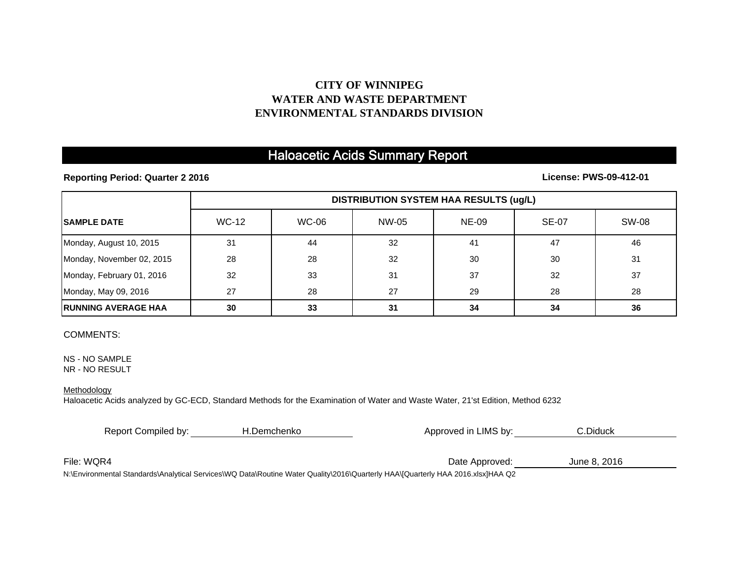**CITY OF WINNIPEG**
**WATER AND WASTE DEPARTMENT**
**ENVIRONMENTAL STANDARDS DIVISION**

# Haloacetic Acids Summary Report

**Reporting Period: Quarter 2 2016** **License: PWS-09-412-01**

| | DISTRIBUTION SYSTEM HAA RESULTS (ug/L) | | | | | |
|---|---|---|---|---|---|---|
| **SAMPLE DATE** | WC-12 | WC-06 | NW-05 | NE-09 | SE-07 | SW-08 |
| Monday, August 10, 2015 | 31 | 44 | 32 | 41 | 47 | 46 |
| Monday, November 02, 2015 | 28 | 28 | 32 | 30 | 30 | 31 |
| Monday, February 01, 2016 | 32 | 33 | 31 | 37 | 32 | 37 |
| Monday, May 09, 2016 | 27 | 28 | 27 | 29 | 28 | 28 |
| **RUNNING AVERAGE HAA** | **30** | **33** | **31** | **34** | **34** | **36** |

COMMENTS:

NS - NO SAMPLE
NR - NO RESULT

Methodology
Haloacetic Acids analyzed by GC-ECD, Standard Methods for the Examination of Water and Waste Water, 21'st Edition, Method 6232

Report Compiled by: H.Demchenko

Approved in LIMS by: C.Diduck

File: WQR4

Date Approved: June 8, 2016

N:\Environmental Standards\Analytical Services\WQ Data\Routine Water Quality\2016\Quarterly HAA\[Quarterly HAA 2016.xlsx]HAA Q2